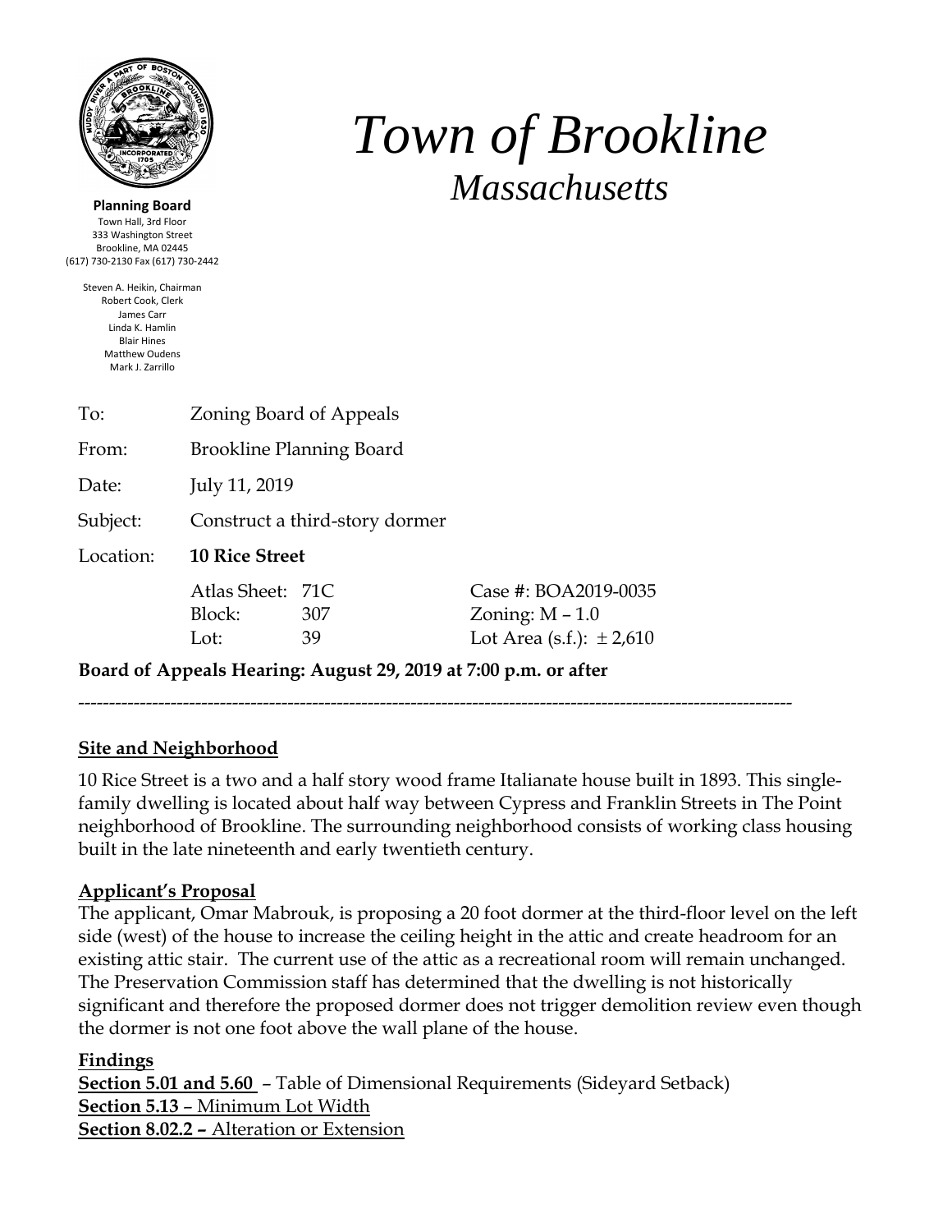# Town of Brookline

## Massachusetts

**Planning Board**
Town Hall, 3rd Floor
333 Washington Street
Brookline, MA 02445
(617) 730-2130 Fax (617) 730-2442

Steven A. Heikin, Chairman
Robert Cook, Clerk
James Carr
Linda K. Hamlin
Blair Hines
Matthew Oudens
Mark J. Zarrillo

| | | | |
|---|---|---|---|
| To: | Zoning Board of Appeals | | |
| From: | Brookline Planning Board | | |
| Date: | July 11, 2019 | | |
| Subject: | Construct a third-story dormer | | |
| Location: | **10 Rice Street** | | |
| | Atlas Sheet: | 71C | Case #: BOA2019-0035 |
| | Block: | 307 | Zoning: M – 1.0 |
| | Lot: | 39 | Lot Area (s.f.): ± 2,610 |

**Board of Appeals Hearing: August 29, 2019 at 7:00 p.m. or after**

---

### Site and Neighborhood

10 Rice Street is a two and a half story wood frame Italianate house built in 1893. This single-family dwelling is located about half way between Cypress and Franklin Streets in The Point neighborhood of Brookline. The surrounding neighborhood consists of working class housing built in the late nineteenth and early twentieth century.

### Applicant's Proposal

The applicant, Omar Mabrouk, is proposing a 20 foot dormer at the third-floor level on the left side (west) of the house to increase the ceiling height in the attic and create headroom for an existing attic stair. The current use of the attic as a recreational room will remain unchanged. The Preservation Commission staff has determined that the dwelling is not historically significant and therefore the proposed dormer does not trigger demolition review even though the dormer is not one foot above the wall plane of the house.

### Findings

**Section 5.01 and 5.60** – Table of Dimensional Requirements (Sideyard Setback)
**Section 5.13** – Minimum Lot Width
**Section 8.02.2 –** Alteration or Extension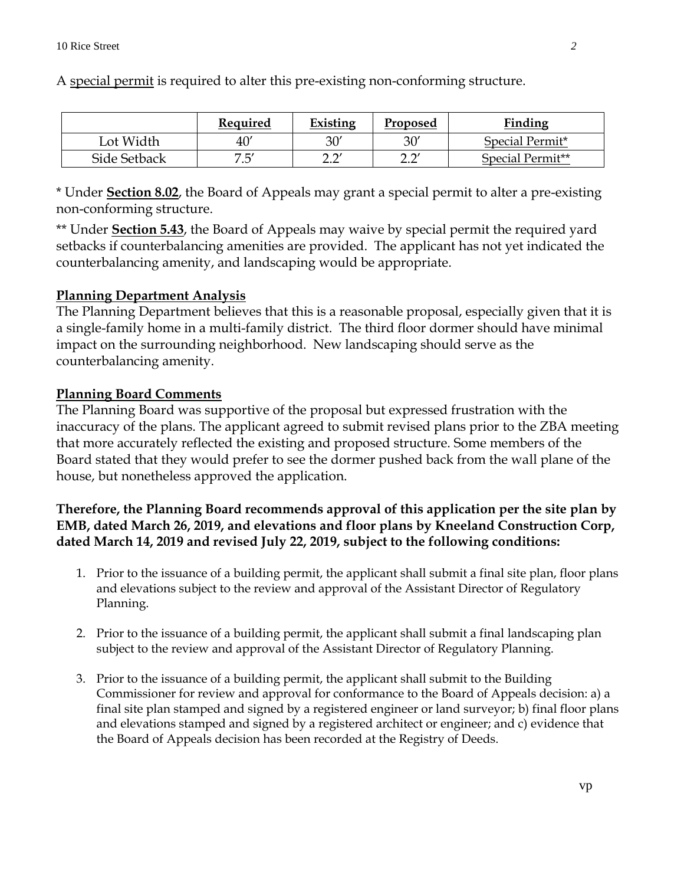A special permit is required to alter this pre-existing non-conforming structure.

| | Required | Existing | Proposed | Finding |
|---|---|---|---|---|
| Lot Width | 40′ | 30′ | 30′ | Special Permit* |
| Side Setback | 7.5′ | 2.2′ | 2.2′ | Special Permit** |

* Under **Section 8.02**, the Board of Appeals may grant a special permit to alter a pre-existing non-conforming structure.

** Under **Section 5.43**, the Board of Appeals may waive by special permit the required yard setbacks if counterbalancing amenities are provided. The applicant has not yet indicated the counterbalancing amenity, and landscaping would be appropriate.

**Planning Department Analysis**

The Planning Department believes that this is a reasonable proposal, especially given that it is a single-family home in a multi-family district. The third floor dormer should have minimal impact on the surrounding neighborhood. New landscaping should serve as the counterbalancing amenity.

**Planning Board Comments**

The Planning Board was supportive of the proposal but expressed frustration with the inaccuracy of the plans. The applicant agreed to submit revised plans prior to the ZBA meeting that more accurately reflected the existing and proposed structure. Some members of the Board stated that they would prefer to see the dormer pushed back from the wall plane of the house, but nonetheless approved the application.

**Therefore, the Planning Board recommends approval of this application per the site plan by EMB, dated March 26, 2019, and elevations and floor plans by Kneeland Construction Corp, dated March 14, 2019 and revised July 22, 2019, subject to the following conditions:**

1. Prior to the issuance of a building permit, the applicant shall submit a final site plan, floor plans and elevations subject to the review and approval of the Assistant Director of Regulatory Planning.

2. Prior to the issuance of a building permit, the applicant shall submit a final landscaping plan subject to the review and approval of the Assistant Director of Regulatory Planning.

3. Prior to the issuance of a building permit, the applicant shall submit to the Building Commissioner for review and approval for conformance to the Board of Appeals decision: a) a final site plan stamped and signed by a registered engineer or land surveyor; b) final floor plans and elevations stamped and signed by a registered architect or engineer; and c) evidence that the Board of Appeals decision has been recorded at the Registry of Deeds.

vp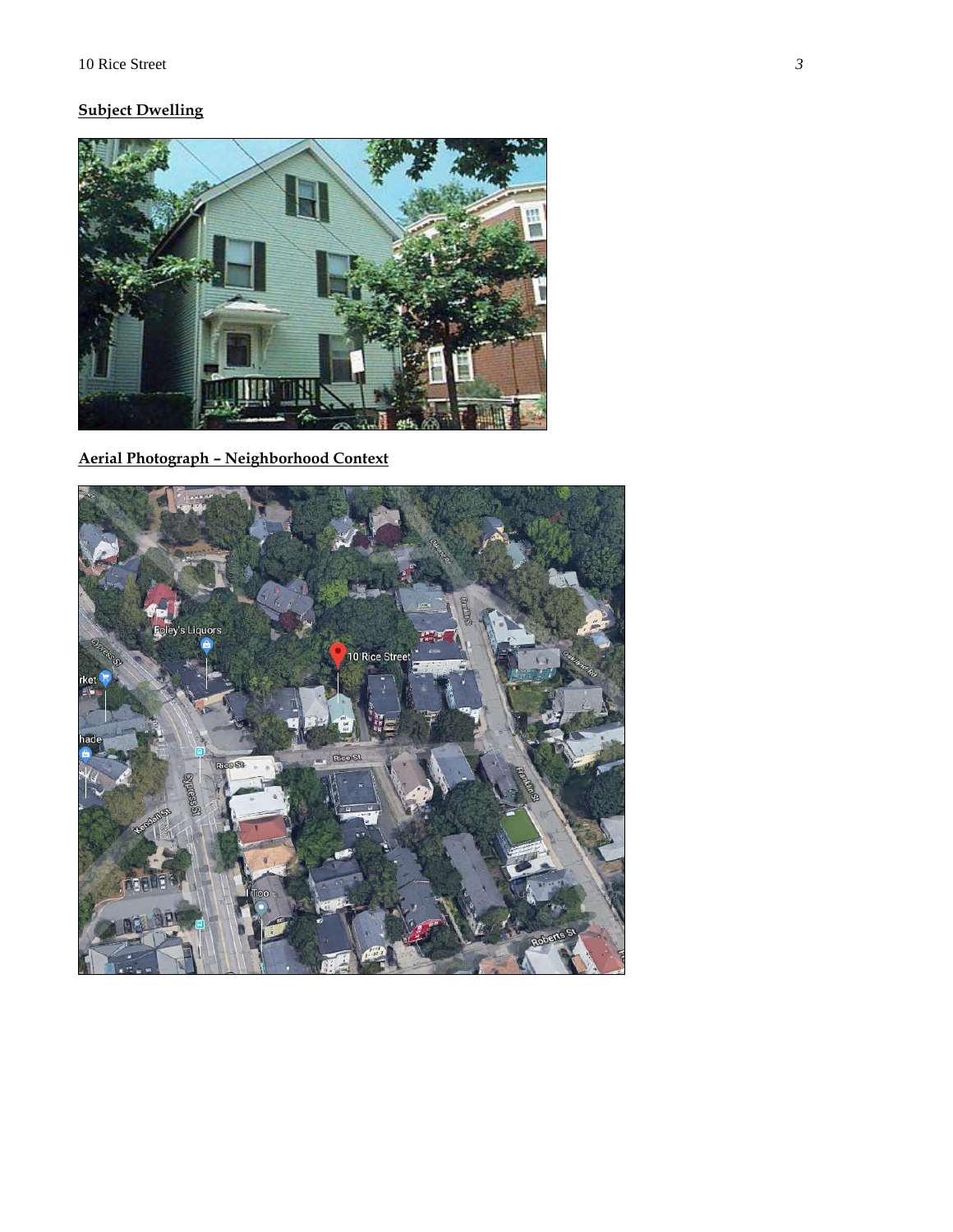**Subject Dwelling**

**Aerial Photograph – Neighborhood Context**